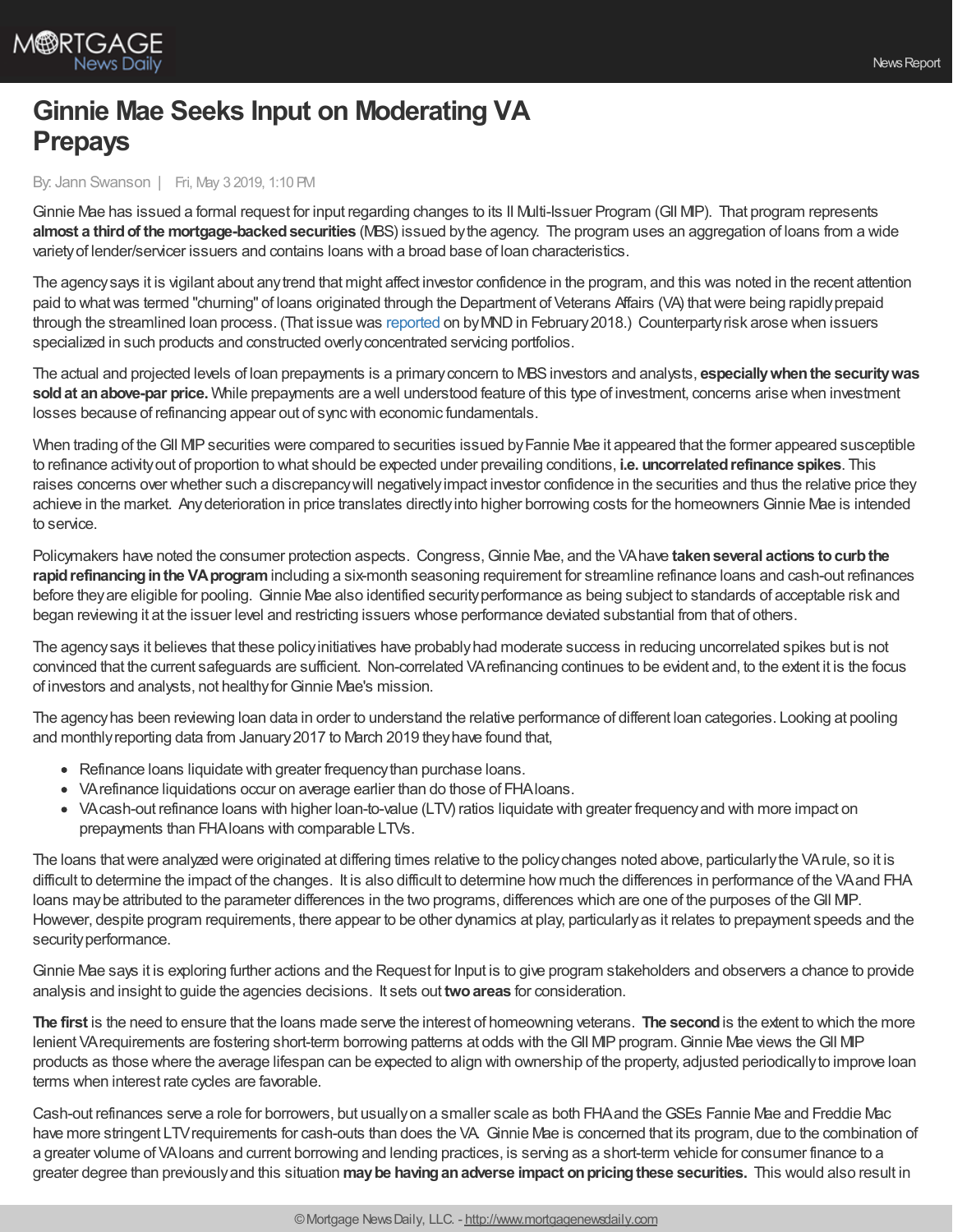# Ginnie Mae Seeks Input on Moderating VA Prepays

By: Jann Swanson | Fri, May 3 2019, 1:10 PM

Ginnie Mae has issued a formal request for input regarding changes to its II Multi-Issuer Program (GII MIP). That program represents **almost a third of the mortgage-backed securities** (MBS) issued by the agency. The program uses an aggregation of loans from a wide variety of lender/servicer issuers and contains loans with a broad base of loan characteristics.

The agency says it is vigilant about any trend that might affect investor confidence in the program, and this was noted in the recent attention paid to what was termed "churning" of loans originated through the Department of Veterans Affairs (VA) that were being rapidly prepaid through the streamlined loan process. (That issue was reported on by MND in February 2018.) Counterparty risk arose when issuers specialized in such products and constructed overly concentrated servicing portfolios.

The actual and projected levels of loan prepayments is a primary concern to MBS investors and analysts, **especially when the security was sold at an above-par price.** While prepayments are a well understood feature of this type of investment, concerns arise when investment losses because of refinancing appear out of sync with economic fundamentals.

When trading of the GII MIP securities were compared to securities issued by Fannie Mae it appeared that the former appeared susceptible to refinance activity out of proportion to what should be expected under prevailing conditions, **i.e. uncorrelated refinance spikes**. This raises concerns over whether such a discrepancy will negatively impact investor confidence in the securities and thus the relative price they achieve in the market. Any deterioration in price translates directly into higher borrowing costs for the homeowners Ginnie Mae is intended to service.

Policymakers have noted the consumer protection aspects. Congress, Ginnie Mae, and the VA have **taken several actions to curb the rapid refinancing in the VA program** including a six-month seasoning requirement for streamline refinance loans and cash-out refinances before they are eligible for pooling. Ginnie Mae also identified security performance as being subject to standards of acceptable risk and began reviewing it at the issuer level and restricting issuers whose performance deviated substantial from that of others.

The agency says it believes that these policy initiatives have probably had moderate success in reducing uncorrelated spikes but is not convinced that the current safeguards are sufficient. Non-correlated VA refinancing continues to be evident and, to the extent it is the focus of investors and analysts, not healthy for Ginnie Mae's mission.

The agency has been reviewing loan data in order to understand the relative performance of different loan categories. Looking at pooling and monthly reporting data from January 2017 to March 2019 they have found that,

- Refinance loans liquidate with greater frequency than purchase loans.
- VA refinance liquidations occur on average earlier than do those of FHA loans.
- VA cash-out refinance loans with higher loan-to-value (LTV) ratios liquidate with greater frequency and with more impact on prepayments than FHA loans with comparable LTVs.

The loans that were analyzed were originated at differing times relative to the policy changes noted above, particularly the VA rule, so it is difficult to determine the impact of the changes. It is also difficult to determine how much the differences in performance of the VA and FHA loans may be attributed to the parameter differences in the two programs, differences which are one of the purposes of the GII MIP. However, despite program requirements, there appear to be other dynamics at play, particularly as it relates to prepayment speeds and the security performance.

Ginnie Mae says it is exploring further actions and the Request for Input is to give program stakeholders and observers a chance to provide analysis and insight to guide the agencies decisions. It sets out **two areas** for consideration.

**The first** is the need to ensure that the loans made serve the interest of homeowning veterans. **The second** is the extent to which the more lenient VA requirements are fostering short-term borrowing patterns at odds with the GII MIP program. Ginnie Mae views the GII MIP products as those where the average lifespan can be expected to align with ownership of the property, adjusted periodically to improve loan terms when interest rate cycles are favorable.

Cash-out refinances serve a role for borrowers, but usually on a smaller scale as both FHA and the GSEs Fannie Mae and Freddie Mac have more stringent LTV requirements for cash-outs than does the VA. Ginnie Mae is concerned that its program, due to the combination of a greater volume of VA loans and current borrowing and lending practices, is serving as a short-term vehicle for consumer finance to a greater degree than previously and this situation **may be having an adverse impact on pricing these securities.** This would also result in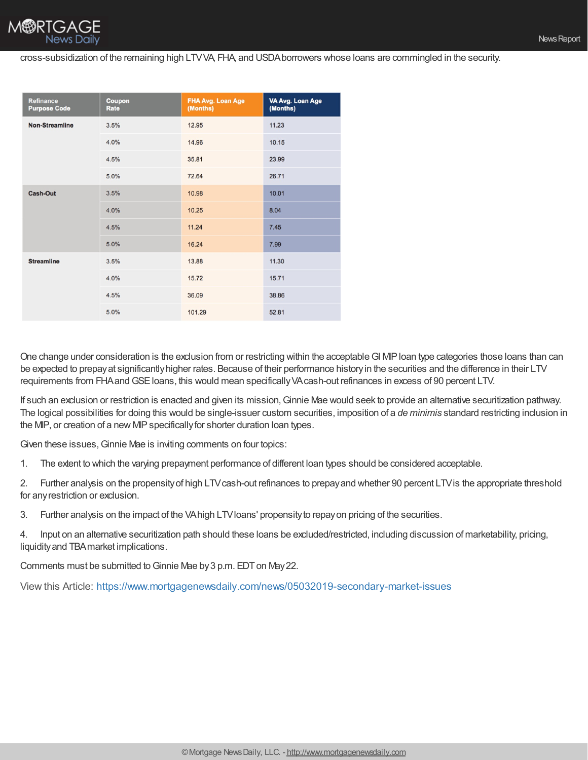cross-subsidization of the remaining high LTV VA, FHA, and USDA borrowers whose loans are commingled in the security.

| Refinance Purpose Code | Coupon Rate | FHA Avg. Loan Age (Months) | VA Avg. Loan Age (Months) |
|---|---|---|---|
| Non-Streamline | 3.5% | 12.95 | 11.23 |
| | 4.0% | 14.96 | 10.15 |
| | 4.5% | 35.81 | 23.99 |
| | 5.0% | 72.64 | 26.71 |
| Cash-Out | 3.5% | 10.98 | 10.01 |
| | 4.0% | 10.25 | 8.04 |
| | 4.5% | 11.24 | 7.45 |
| | 5.0% | 16.24 | 7.99 |
| Streamline | 3.5% | 13.88 | 11.30 |
| | 4.0% | 15.72 | 15.71 |
| | 4.5% | 36.09 | 38.86 |
| | 5.0% | 101.29 | 52.81 |

One change under consideration is the exclusion from or restricting within the acceptable GI MIP loan type categories those loans than can be expected to prepay at significantly higher rates. Because of their performance history in the securities and the difference in their LTV requirements from FHA and GSE loans, this would mean specifically VA cash-out refinances in excess of 90 percent LTV.

If such an exclusion or restriction is enacted and given its mission, Ginnie Mae would seek to provide an alternative securitization pathway. The logical possibilities for doing this would be single-issuer custom securities, imposition of a *de minimis* standard restricting inclusion in the MIP, or creation of a new MIP specifically for shorter duration loan types.

Given these issues, Ginnie Mae is inviting comments on four topics:

1. The extent to which the varying prepayment performance of different loan types should be considered acceptable.

2. Further analysis on the propensity of high LTV cash-out refinances to prepay and whether 90 percent LTV is the appropriate threshold for any restriction or exclusion.

3. Further analysis on the impact of the VA high LTV loans' propensity to repay on pricing of the securities.

4. Input on an alternative securitization path should these loans be excluded/restricted, including discussion of marketability, pricing, liquidity and TBA market implications.

Comments must be submitted to Ginnie Mae by 3 p.m. EDT on May 22.

View this Article: https://www.mortgagenewsdaily.com/news/05032019-secondary-market-issues